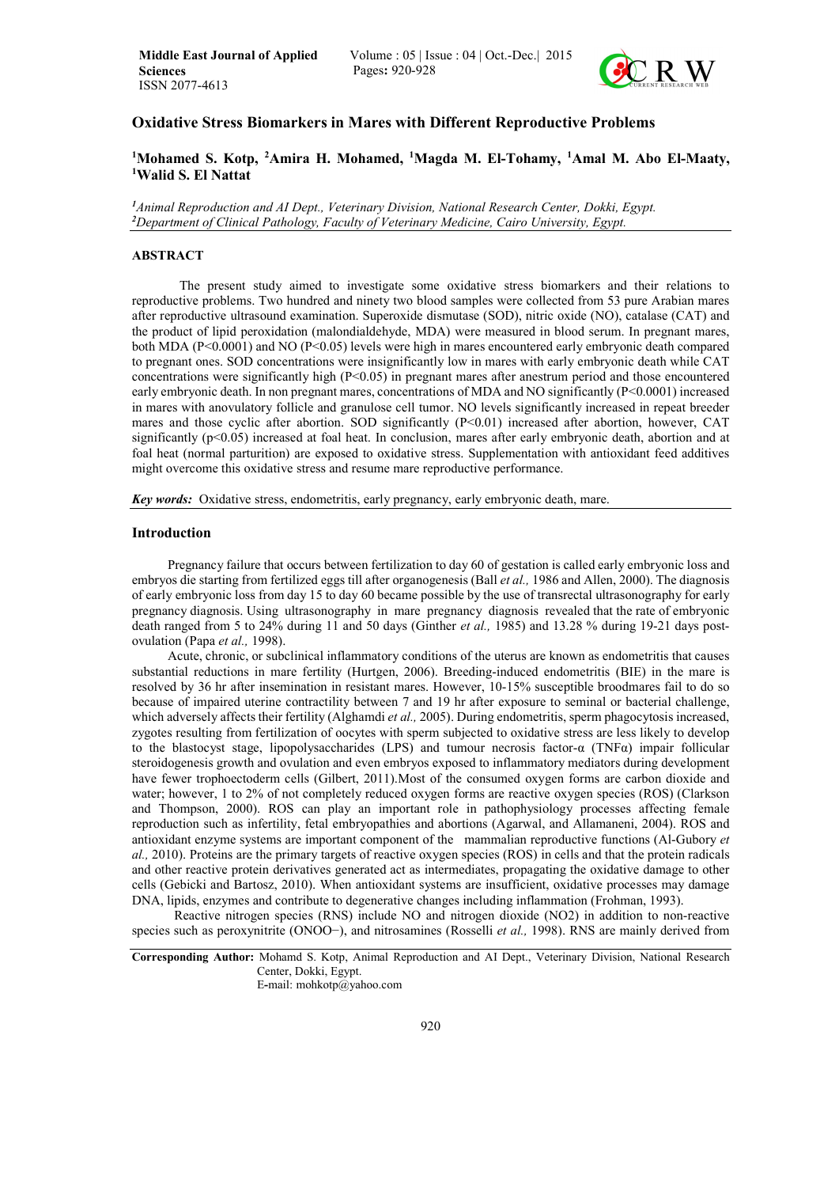# Oxidative Stress Biomarkers in Mares with Different Reproductive Problems

**[1]Mohamed S. Kotp, [2]Amira H. Mohamed, [1]Magda M. El-Tohamy, [1]Amal M. Abo El-Maaty, [1]Walid S. El Nattat**

*[1]Animal Reproduction and AI Dept., Veterinary Division, National Research Center, Dokki, Egypt.*
*[2]Department of Clinical Pathology, Faculty of Veterinary Medicine, Cairo University, Egypt.*

## ABSTRACT

The present study aimed to investigate some oxidative stress biomarkers and their relations to reproductive problems. Two hundred and ninety two blood samples were collected from 53 pure Arabian mares after reproductive ultrasound examination. Superoxide dismutase (SOD), nitric oxide (NO), catalase (CAT) and the product of lipid peroxidation (malondialdehyde, MDA) were measured in blood serum. In pregnant mares, both MDA ($P<0.0001$) and NO ($P<0.05$) levels were high in mares encountered early embryonic death compared to pregnant ones. SOD concentrations were insignificantly low in mares with early embryonic death while CAT concentrations were significantly high ($P<0.05$) in pregnant mares after anestrum period and those encountered early embryonic death. In non pregnant mares, concentrations of MDA and NO significantly ($P<0.0001$) increased in mares with anovulatory follicle and granulose cell tumor. NO levels significantly increased in repeat breeder mares and those cyclic after abortion. SOD significantly ($P<0.01$) increased after abortion, however, CAT significantly ($p<0.05$) increased at foal heat. In conclusion, mares after early embryonic death, abortion and at foal heat (normal parturition) are exposed to oxidative stress. Supplementation with antioxidant feed additives might overcome this oxidative stress and resume mare reproductive performance.

***Key words:*** Oxidative stress, endometritis, early pregnancy, early embryonic death, mare.

## Introduction

Pregnancy failure that occurs between fertilization to day 60 of gestation is called early embryonic loss and embryos die starting from fertilized eggs till after organogenesis (Ball *et al.,* 1986 and Allen, 2000). The diagnosis of early embryonic loss from day 15 to day 60 became possible by the use of transrectal ultrasonography for early pregnancy diagnosis. Using ultrasonography in mare pregnancy diagnosis revealed that the rate of embryonic death ranged from 5 to 24% during 11 and 50 days (Ginther *et al.,* 1985) and 13.28 % during 19-21 days post-ovulation (Papa *et al.,* 1998).

Acute, chronic, or subclinical inflammatory conditions of the uterus are known as endometritis that causes substantial reductions in mare fertility (Hurtgen, 2006). Breeding-induced endometritis (BIE) in the mare is resolved by 36 hr after insemination in resistant mares. However, 10-15% susceptible broodmares fail to do so because of impaired uterine contractility between 7 and 19 hr after exposure to seminal or bacterial challenge, which adversely affects their fertility (Alghamdi *et al.,* 2005). During endometritis, sperm phagocytosis increased, zygotes resulting from fertilization of oocytes with sperm subjected to oxidative stress are less likely to develop to the blastocyst stage, lipopolysaccharides (LPS) and tumour necrosis factor-α (TNFα) impair follicular steroidogenesis growth and ovulation and even embryos exposed to inflammatory mediators during development have fewer trophoectoderm cells (Gilbert, 2011).Most of the consumed oxygen forms are carbon dioxide and water; however, 1 to 2% of not completely reduced oxygen forms are reactive oxygen species (ROS) (Clarkson and Thompson, 2000). ROS can play an important role in pathophysiology processes affecting female reproduction such as infertility, fetal embryopathies and abortions (Agarwal, and Allamaneni, 2004). ROS and antioxidant enzyme systems are important component of the mammalian reproductive functions (Al-Gubory *et al.,* 2010). Proteins are the primary targets of reactive oxygen species (ROS) in cells and that the protein radicals and other reactive protein derivatives generated act as intermediates, propagating the oxidative damage to other cells (Gebicki and Bartosz, 2010). When antioxidant systems are insufficient, oxidative processes may damage DNA, lipids, enzymes and contribute to degenerative changes including inflammation (Frohman, 1993).

Reactive nitrogen species (RNS) include NO and nitrogen dioxide ($NO_2$) in addition to non-reactive species such as peroxynitrite ($ONOO^-$), and nitrosamines (Rosselli *et al.,* 1998). RNS are mainly derived from

**Corresponding Author:** Mohamd S. Kotp, Animal Reproduction and AI Dept., Veterinary Division, National Research Center, Dokki, Egypt.
E-mail: mohkotp@yahoo.com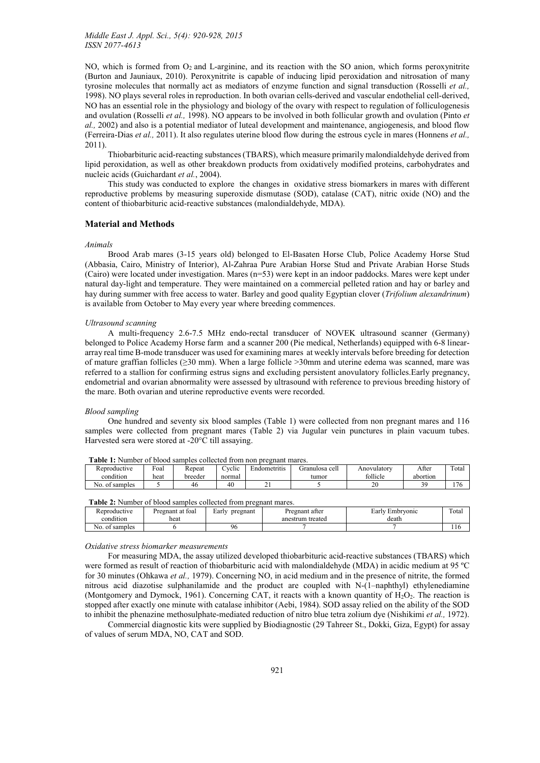NO, which is formed from $O_2$ and L-arginine, and its reaction with the SO anion, which forms peroxynitrite (Burton and Jauniaux, 2010). Peroxynitrite is capable of inducing lipid peroxidation and nitrosation of many tyrosine molecules that normally act as mediators of enzyme function and signal transduction (Rosselli *et al.,* 1998). NO plays several roles in reproduction. In both ovarian cells-derived and vascular endothelial cell-derived, NO has an essential role in the physiology and biology of the ovary with respect to regulation of folliculogenesis and ovulation (Rosselli *et al.,* 1998). NO appears to be involved in both follicular growth and ovulation (Pinto *et al.,* 2002) and also is a potential mediator of luteal development and maintenance, angiogenesis, and blood flow (Ferreira-Dias *et al.,* 2011). It also regulates uterine blood flow during the estrous cycle in mares (Honnens *et al.,* 2011).

Thiobarbituric acid-reacting substances (TBARS), which measure primarily malondialdehyde derived from lipid peroxidation, as well as other breakdown products from oxidatively modified proteins, carbohydrates and nucleic acids (Guichardant *et al.*, 2004).

This study was conducted to explore the changes in oxidative stress biomarkers in mares with different reproductive problems by measuring superoxide dismutase (SOD), catalase (CAT), nitric oxide (NO) and the content of thiobarbituric acid-reactive substances (malondialdehyde, MDA).

## Material and Methods

### *Animals*

Brood Arab mares (3-15 years old) belonged to El-Basaten Horse Club, Police Academy Horse Stud (Abbasia, Cairo, Ministry of Interior), Al-Zahraa Pure Arabian Horse Stud and Private Arabian Horse Studs (Cairo) were located under investigation. Mares (n=53) were kept in an indoor paddocks. Mares were kept under natural day-light and temperature. They were maintained on a commercial pelleted ration and hay or barley and hay during summer with free access to water. Barley and good quality Egyptian clover (*Trifolium alexandrinum*) is available from October to May every year where breeding commences.

### *Ultrasound scanning*

A multi-frequency 2.6-7.5 MHz endo-rectal transducer of NOVEK ultrasound scanner (Germany) belonged to Police Academy Horse farm and a scanner 200 (Pie medical, Netherlands) equipped with 6-8 linear-array real time B-mode transducer was used for examining mares at weekly intervals before breeding for detection of mature graffian follicles (≥30 mm). When a large follicle >30mm and uterine edema was scanned, mare was referred to a stallion for confirming estrus signs and excluding persistent anovulatory follicles.Early pregnancy, endometrial and ovarian abnormality were assessed by ultrasound with reference to previous breeding history of the mare. Both ovarian and uterine reproductive events were recorded.

### *Blood sampling*

One hundred and seventy six blood samples (Table 1) were collected from non pregnant mares and 116 samples were collected from pregnant mares (Table 2) via Jugular vein punctures in plain vacuum tubes. Harvested sera were stored at -20°C till assaying.

**Table 1:** Number of blood samples collected from non pregnant mares.

| Reproductive condition | Foal heat | Repeat breeder | Cyclic normal | Endometritis | Granulosa cell tumor | Anovulatory follicle | After abortion | Total |
|---|---|---|---|---|---|---|---|---|
| No. of samples | 5 | 46 | 40 | 21 | 5 | 20 | 39 | 176 |

**Table 2:** Number of blood samples collected from pregnant mares.

| Reproductive condition | Pregnant at foal heat | Early pregnant | Pregnant after anestrum treated | Early Embryonic death | Total |
|---|---|---|---|---|---|
| No. of samples | 6 | 96 | 7 | 7 | 116 |

### *Oxidative stress biomarker measurements*

For measuring MDA, the assay utilized developed thiobarbituric acid-reactive substances (TBARS) which were formed as result of reaction of thiobarbituric acid with malondialdehyde (MDA) in acidic medium at 95 ºC for 30 minutes (Ohkawa *et al.,* 1979). Concerning NO, in acid medium and in the presence of nitrite, the formed nitrous acid diazotise sulphanilamide and the product are coupled with N-(1–naphthyl) ethylenediamine (Montgomery and Dymock, 1961). Concerning CAT, it reacts with a known quantity of $H_2O_2$. The reaction is stopped after exactly one minute with catalase inhibitor (Aebi, 1984). SOD assay relied on the ability of the SOD to inhibit the phenazine methosulphate-mediated reduction of nitro blue tetra zolium dye (Nishikimi *et al.,* 1972).

Commercial diagnostic kits were supplied by Biodiagnostic (29 Tahreer St., Dokki, Giza, Egypt) for assay of values of serum MDA, NO, CAT and SOD.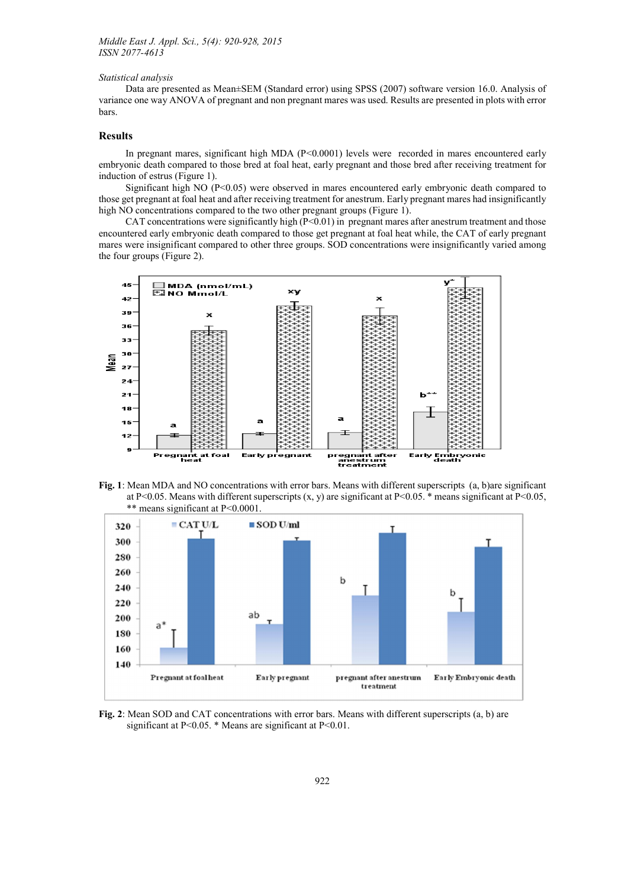*Statistical analysis*

Data are presented as Mean±SEM (Standard error) using SPSS (2007) software version 16.0. Analysis of variance one way ANOVA of pregnant and non pregnant mares was used. Results are presented in plots with error bars.

## Results

In pregnant mares, significant high MDA ($P<0.0001$) levels were recorded in mares encountered early embryonic death compared to those bred at foal heat, early pregnant and those bred after receiving treatment for induction of estrus (Figure 1).

Significant high NO ($P<0.05$) were observed in mares encountered early embryonic death compared to those get pregnant at foal heat and after receiving treatment for anestrum. Early pregnant mares had insignificantly high NO concentrations compared to the two other pregnant groups (Figure 1).

CAT concentrations were significantly high ($P<0.01$) in pregnant mares after anestrum treatment and those encountered early embryonic death compared to those get pregnant at foal heat while, the CAT of early pregnant mares were insignificant compared to other three groups. SOD concentrations were insignificantly varied among the four groups (Figure 2).

**Fig. 1**: Mean MDA and NO concentrations with error bars. Means with different superscripts (a, b)are significant at $P<0.05$. Means with different superscripts (x, y) are significant at $P<0.05$. * means significant at $P<0.05$, ** means significant at $P<0.0001$.

**Fig. 2**: Mean SOD and CAT concentrations with error bars. Means with different superscripts (a, b) are significant at $P<0.05$. * Means are significant at $P<0.01$.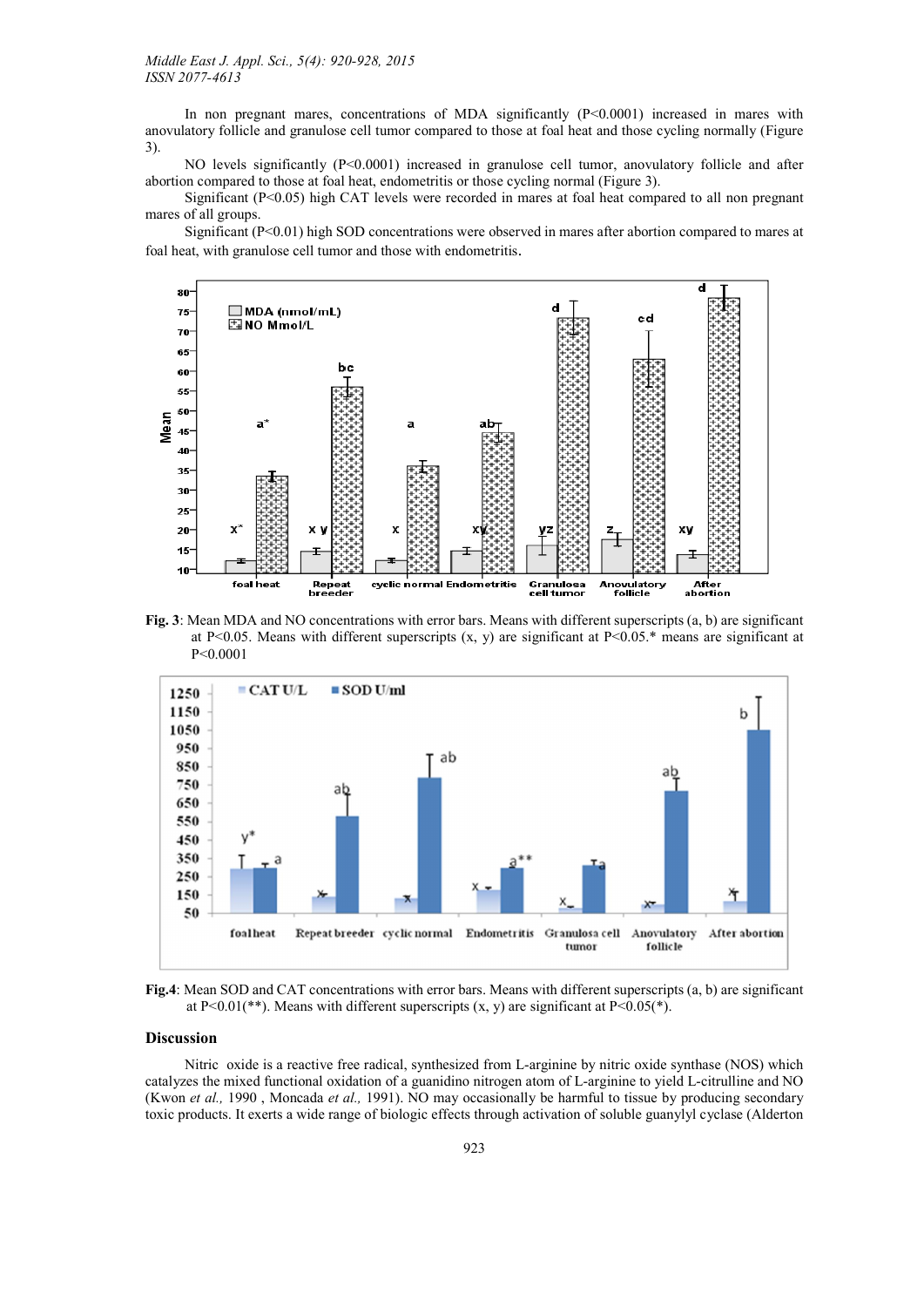In non pregnant mares, concentrations of MDA significantly ($P<0.0001$) increased in mares with anovulatory follicle and granulose cell tumor compared to those at foal heat and those cycling normally (Figure 3).

NO levels significantly ($P<0.0001$) increased in granulose cell tumor, anovulatory follicle and after abortion compared to those at foal heat, endometritis or those cycling normal (Figure 3).

Significant ($P<0.05$) high CAT levels were recorded in mares at foal heat compared to all non pregnant mares of all groups.

Significant ($P<0.01$) high SOD concentrations were observed in mares after abortion compared to mares at foal heat, with granulose cell tumor and those with endometritis.

**Fig. 3**: Mean MDA and NO concentrations with error bars. Means with different superscripts (a, b) are significant at $P<0.05$. Means with different superscripts (x, y) are significant at $P<0.05$.* means are significant at $P<0.0001$

**Fig.4**: Mean SOD and CAT concentrations with error bars. Means with different superscripts (a, b) are significant at $P<0.01$(**). Means with different superscripts (x, y) are significant at $P<0.05$(*).

## Discussion

Nitric oxide is a reactive free radical, synthesized from L-arginine by nitric oxide synthase (NOS) which catalyzes the mixed functional oxidation of a guanidino nitrogen atom of L-arginine to yield L-citrulline and NO (Kwon *et al.,* 1990 , Moncada *et al.,* 1991). NO may occasionally be harmful to tissue by producing secondary toxic products. It exerts a wide range of biologic effects through activation of soluble guanylyl cyclase (Alderton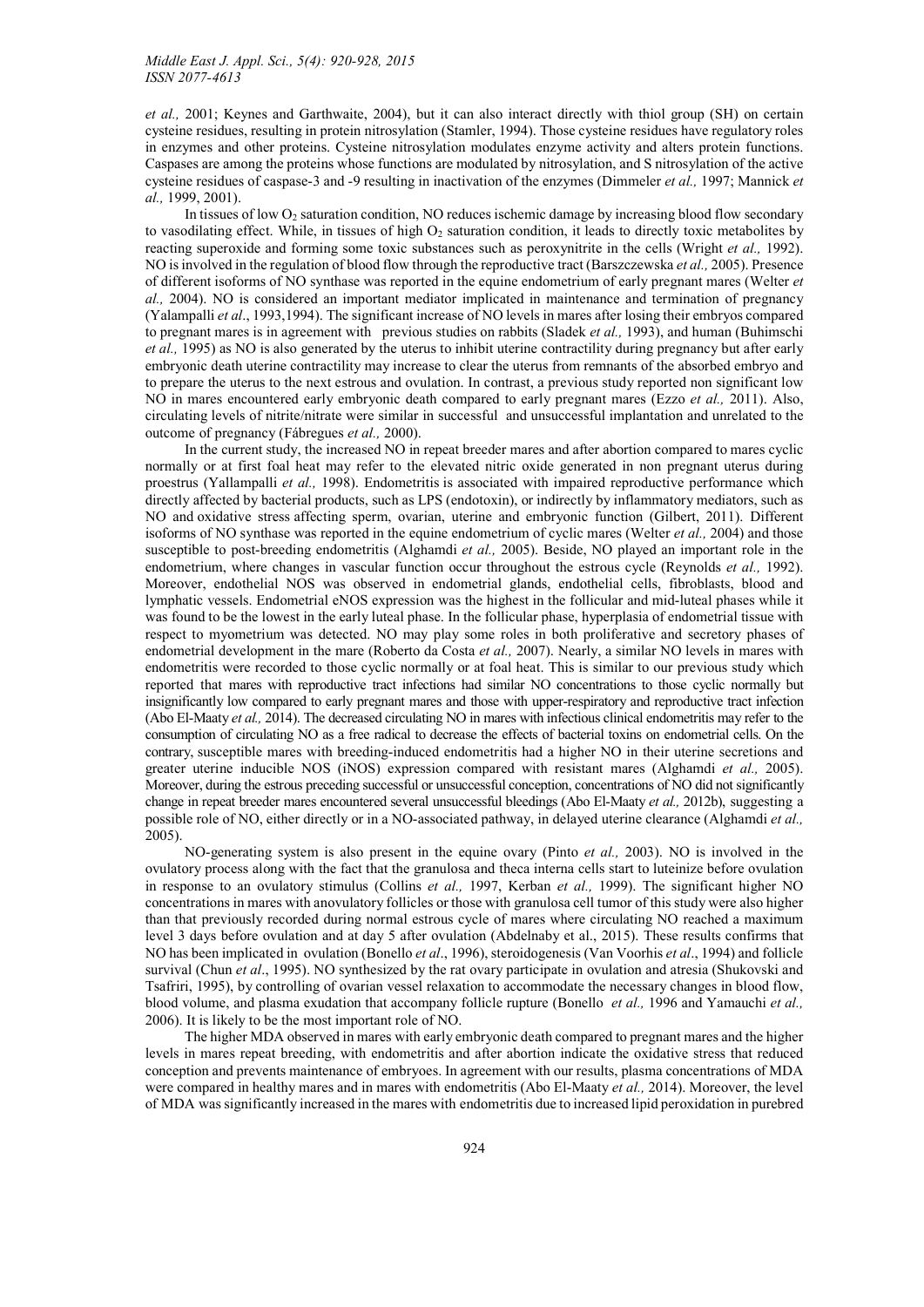*et al.,* 2001; Keynes and Garthwaite, 2004), but it can also interact directly with thiol group (SH) on certain cysteine residues, resulting in protein nitrosylation (Stamler, 1994). Those cysteine residues have regulatory roles in enzymes and other proteins. Cysteine nitrosylation modulates enzyme activity and alters protein functions. Caspases are among the proteins whose functions are modulated by nitrosylation, and S nitrosylation of the active cysteine residues of caspase-3 and -9 resulting in inactivation of the enzymes (Dimmeler *et al.,* 1997; Mannick *et al.,* 1999, 2001).

In tissues of low $O_2$ saturation condition, NO reduces ischemic damage by increasing blood flow secondary to vasodilating effect. While, in tissues of high $O_2$ saturation condition, it leads to directly toxic metabolites by reacting superoxide and forming some toxic substances such as peroxynitrite in the cells (Wright *et al.,* 1992). NO is involved in the regulation of blood flow through the reproductive tract (Barszczewska *et al.,* 2005). Presence of different isoforms of NO synthase was reported in the equine endometrium of early pregnant mares (Welter *et al.,* 2004). NO is considered an important mediator implicated in maintenance and termination of pregnancy (Yalampalli *et al*., 1993,1994). The significant increase of NO levels in mares after losing their embryos compared to pregnant mares is in agreement with previous studies on rabbits (Sladek *et al.,* 1993), and human (Buhimschi *et al.,* 1995) as NO is also generated by the uterus to inhibit uterine contractility during pregnancy but after early embryonic death uterine contractility may increase to clear the uterus from remnants of the absorbed embryo and to prepare the uterus to the next estrous and ovulation. In contrast, a previous study reported non significant low NO in mares encountered early embryonic death compared to early pregnant mares (Ezzo *et al.,* 2011). Also, circulating levels of nitrite/nitrate were similar in successful and unsuccessful implantation and unrelated to the outcome of pregnancy (Fábregues *et al.,* 2000).

In the current study, the increased NO in repeat breeder mares and after abortion compared to mares cyclic normally or at first foal heat may refer to the elevated nitric oxide generated in non pregnant uterus during proestrus (Yallampalli *et al.,* 1998). Endometritis is associated with impaired reproductive performance which directly affected by bacterial products, such as LPS (endotoxin), or indirectly by inflammatory mediators, such as NO and oxidative stress affecting sperm, ovarian, uterine and embryonic function (Gilbert, 2011). Different isoforms of NO synthase was reported in the equine endometrium of cyclic mares (Welter *et al.,* 2004) and those susceptible to post-breeding endometritis (Alghamdi *et al.,* 2005). Beside, NO played an important role in the endometrium, where changes in vascular function occur throughout the estrous cycle (Reynolds *et al.,* 1992). Moreover, endothelial NOS was observed in endometrial glands, endothelial cells, fibroblasts, blood and lymphatic vessels. Endometrial eNOS expression was the highest in the follicular and mid-luteal phases while it was found to be the lowest in the early luteal phase. In the follicular phase, hyperplasia of endometrial tissue with respect to myometrium was detected. NO may play some roles in both proliferative and secretory phases of endometrial development in the mare (Roberto da Costa *et al.,* 2007). Nearly, a similar NO levels in mares with endometritis were recorded to those cyclic normally or at foal heat. This is similar to our previous study which reported that mares with reproductive tract infections had similar NO concentrations to those cyclic normally but insignificantly low compared to early pregnant mares and those with upper-respiratory and reproductive tract infection (Abo El-Maaty *et al.,* 2014). The decreased circulating NO in mares with infectious clinical endometritis may refer to the consumption of circulating NO as a free radical to decrease the effects of bacterial toxins on endometrial cells. On the contrary, susceptible mares with breeding-induced endometritis had a higher NO in their uterine secretions and greater uterine inducible NOS (iNOS) expression compared with resistant mares (Alghamdi *et al.,* 2005). Moreover, during the estrous preceding successful or unsuccessful conception, concentrations of NO did not significantly change in repeat breeder mares encountered several unsuccessful bleedings (Abo El-Maaty *et al.,* 2012b), suggesting a possible role of NO, either directly or in a NO-associated pathway, in delayed uterine clearance (Alghamdi *et al.,* 2005).

NO-generating system is also present in the equine ovary (Pinto *et al.,* 2003). NO is involved in the ovulatory process along with the fact that the granulosa and theca interna cells start to luteinize before ovulation in response to an ovulatory stimulus (Collins *et al.,* 1997, Kerban *et al.,* 1999). The significant higher NO concentrations in mares with anovulatory follicles or those with granulosa cell tumor of this study were also higher than that previously recorded during normal estrous cycle of mares where circulating NO reached a maximum level 3 days before ovulation and at day 5 after ovulation (Abdelnaby et al., 2015). These results confirms that NO has been implicated in ovulation (Bonello *et al*., 1996), steroidogenesis (Van Voorhis *et al*., 1994) and follicle survival (Chun *et al*., 1995). NO synthesized by the rat ovary participate in ovulation and atresia (Shukovski and Tsafriri, 1995), by controlling of ovarian vessel relaxation to accommodate the necessary changes in blood flow, blood volume, and plasma exudation that accompany follicle rupture (Bonello *et al.,* 1996 and Yamauchi *et al.,* 2006). It is likely to be the most important role of NO.

The higher MDA observed in mares with early embryonic death compared to pregnant mares and the higher levels in mares repeat breeding, with endometritis and after abortion indicate the oxidative stress that reduced conception and prevents maintenance of embryoes. In agreement with our results, plasma concentrations of MDA were compared in healthy mares and in mares with endometritis (Abo El-Maaty *et al.,* 2014). Moreover, the level of MDA was significantly increased in the mares with endometritis due to increased lipid peroxidation in purebred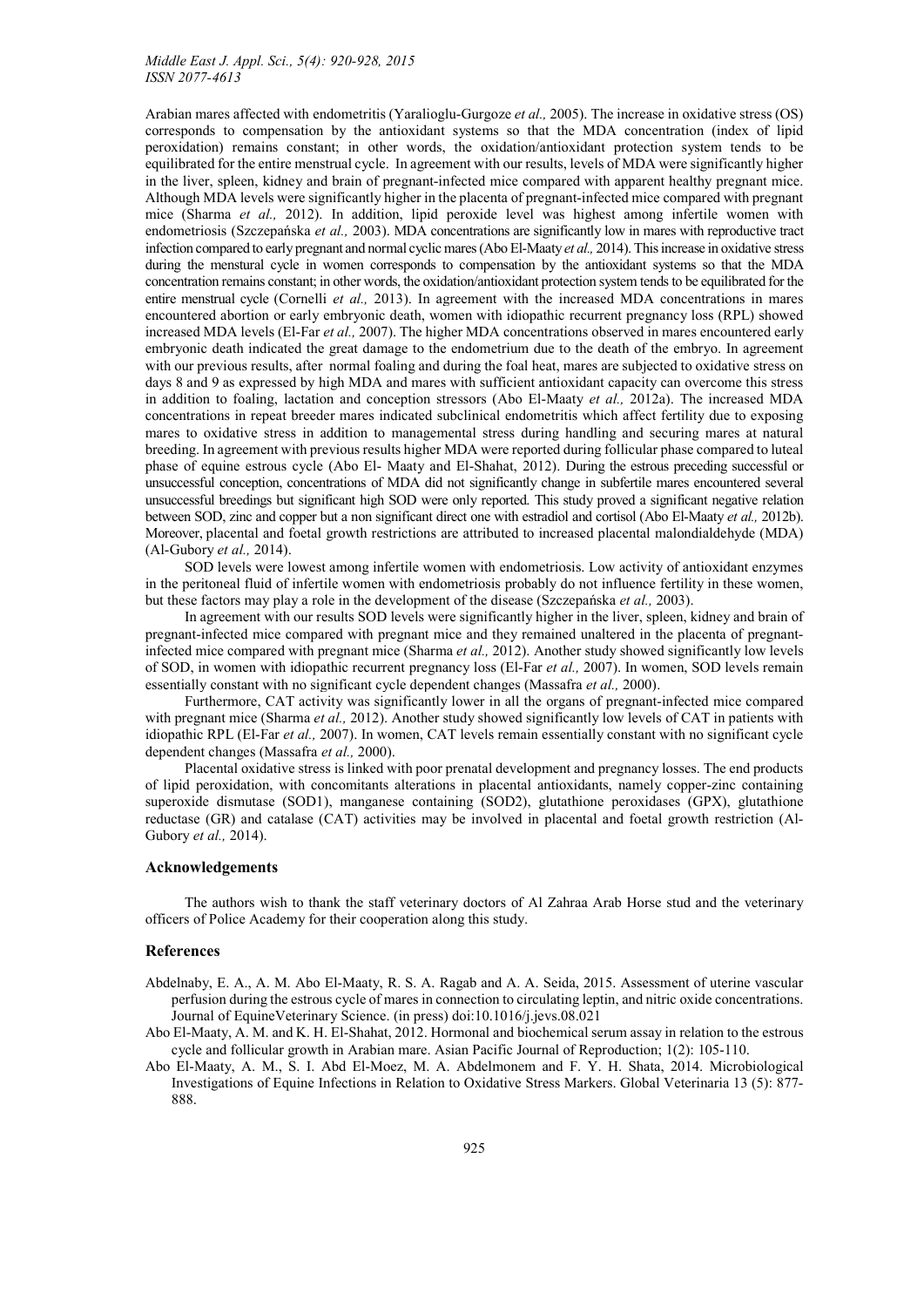Arabian mares affected with endometritis (Yaralioglu-Gurgoze *et al.,* 2005). The increase in oxidative stress (OS) corresponds to compensation by the antioxidant systems so that the MDA concentration (index of lipid peroxidation) remains constant; in other words, the oxidation/antioxidant protection system tends to be equilibrated for the entire menstrual cycle. In agreement with our results, levels of MDA were significantly higher in the liver, spleen, kidney and brain of pregnant-infected mice compared with apparent healthy pregnant mice. Although MDA levels were significantly higher in the placenta of pregnant-infected mice compared with pregnant mice (Sharma *et al.,* 2012). In addition, lipid peroxide level was highest among infertile women with endometriosis (Szczepańska *et al.,* 2003). MDA concentrations are significantly low in mares with reproductive tract infection compared to early pregnant and normal cyclic mares (Abo El-Maaty *et al.,* 2014). This increase in oxidative stress during the menstural cycle in women corresponds to compensation by the antioxidant systems so that the MDA concentration remains constant; in other words, the oxidation/antioxidant protection system tends to be equilibrated for the entire menstrual cycle (Cornelli *et al.,* 2013). In agreement with the increased MDA concentrations in mares encountered abortion or early embryonic death, women with idiopathic recurrent pregnancy loss (RPL) showed increased MDA levels (El-Far *et al.,* 2007). The higher MDA concentrations observed in mares encountered early embryonic death indicated the great damage to the endometrium due to the death of the embryo. In agreement with our previous results, after normal foaling and during the foal heat, mares are subjected to oxidative stress on days 8 and 9 as expressed by high MDA and mares with sufficient antioxidant capacity can overcome this stress in addition to foaling, lactation and conception stressors (Abo El-Maaty *et al.,* 2012a). The increased MDA concentrations in repeat breeder mares indicated subclinical endometritis which affect fertility due to exposing mares to oxidative stress in addition to managemental stress during handling and securing mares at natural breeding. In agreement with previous results higher MDA were reported during follicular phase compared to luteal phase of equine estrous cycle (Abo El- Maaty and El-Shahat, 2012). During the estrous preceding successful or unsuccessful conception, concentrations of MDA did not significantly change in subfertile mares encountered several unsuccessful breedings but significant high SOD were only reported. This study proved a significant negative relation between SOD, zinc and copper but a non significant direct one with estradiol and cortisol (Abo El-Maaty *et al.,* 2012b). Moreover, placental and foetal growth restrictions are attributed to increased placental malondialdehyde (MDA) (Al-Gubory *et al.,* 2014).

SOD levels were lowest among infertile women with endometriosis. Low activity of antioxidant enzymes in the peritoneal fluid of infertile women with endometriosis probably do not influence fertility in these women, but these factors may play a role in the development of the disease (Szczepańska *et al.,* 2003).

In agreement with our results SOD levels were significantly higher in the liver, spleen, kidney and brain of pregnant-infected mice compared with pregnant mice and they remained unaltered in the placenta of pregnant-infected mice compared with pregnant mice (Sharma *et al.,* 2012). Another study showed significantly low levels of SOD, in women with idiopathic recurrent pregnancy loss (El-Far *et al.,* 2007). In women, SOD levels remain essentially constant with no significant cycle dependent changes (Massafra *et al.,* 2000).

Furthermore, CAT activity was significantly lower in all the organs of pregnant-infected mice compared with pregnant mice (Sharma *et al.,* 2012). Another study showed significantly low levels of CAT in patients with idiopathic RPL (El-Far *et al.,* 2007). In women, CAT levels remain essentially constant with no significant cycle dependent changes (Massafra *et al.,* 2000).

Placental oxidative stress is linked with poor prenatal development and pregnancy losses. The end products of lipid peroxidation, with concomitants alterations in placental antioxidants, namely copper-zinc containing superoxide dismutase (SOD1), manganese containing (SOD2), glutathione peroxidases (GPX), glutathione reductase (GR) and catalase (CAT) activities may be involved in placental and foetal growth restriction (Al-Gubory *et al.,* 2014).

## Acknowledgements

The authors wish to thank the staff veterinary doctors of Al Zahraa Arab Horse stud and the veterinary officers of Police Academy for their cooperation along this study.

## References

Abdelnaby, E. A., A. M. Abo El-Maaty, R. S. A. Ragab and A. A. Seida, 2015. Assessment of uterine vascular perfusion during the estrous cycle of mares in connection to circulating leptin, and nitric oxide concentrations. Journal of EquineVeterinary Science. (in press) doi:10.1016/j.jevs.08.021

Abo El-Maaty, A. M. and K. H. El-Shahat, 2012. Hormonal and biochemical serum assay in relation to the estrous cycle and follicular growth in Arabian mare. Asian Pacific Journal of Reproduction; 1(2): 105-110.

Abo El-Maaty, A. M., S. I. Abd El-Moez, M. A. Abdelmonem and F. Y. H. Shata, 2014. Microbiological Investigations of Equine Infections in Relation to Oxidative Stress Markers. Global Veterinaria 13 (5): 877-888.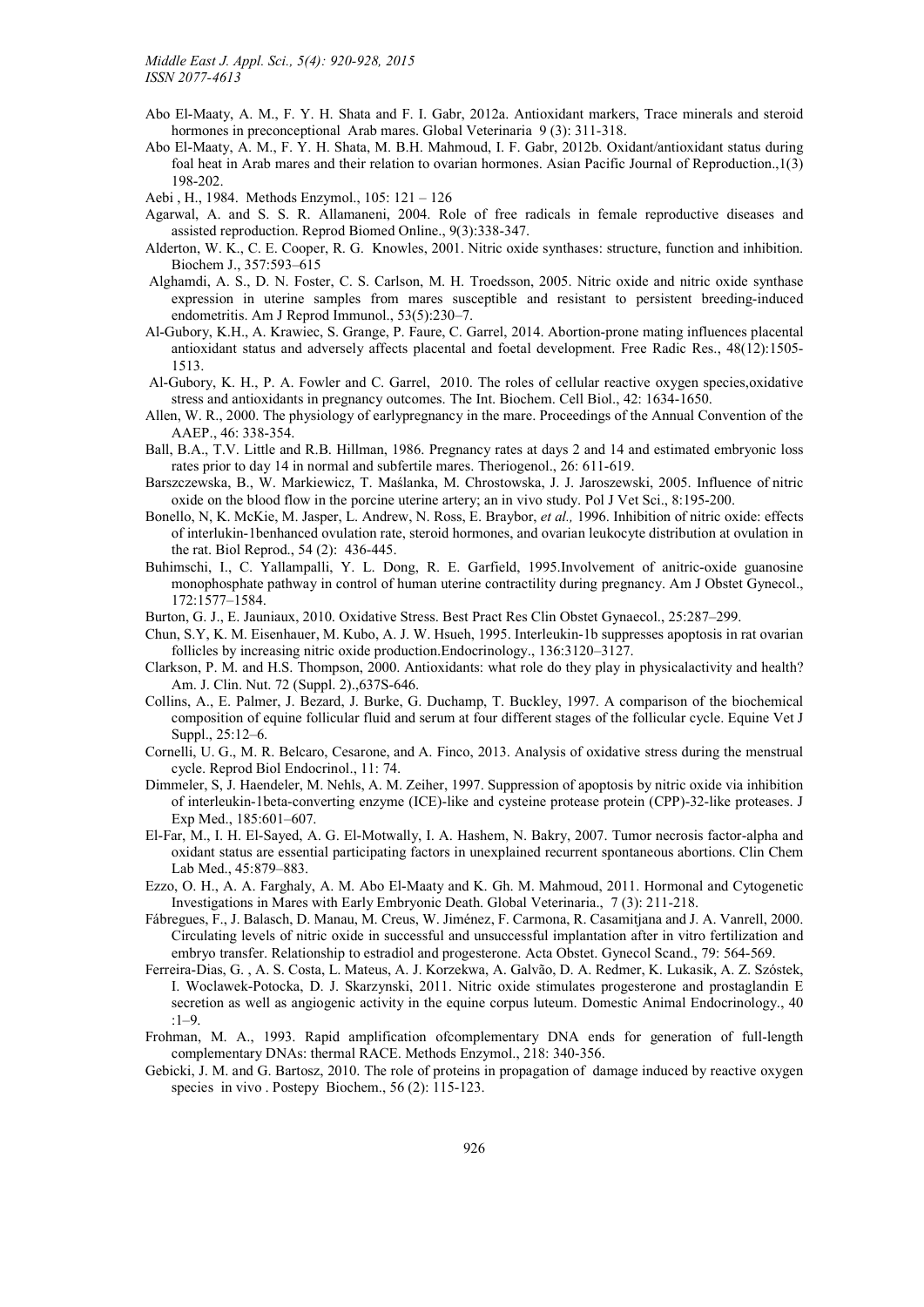Abo El-Maaty, A. M., F. Y. H. Shata and F. I. Gabr, 2012a. Antioxidant markers, Trace minerals and steroid hormones in preconceptional Arab mares. Global Veterinaria 9 (3): 311-318.

Abo El-Maaty, A. M., F. Y. H. Shata, M. B.H. Mahmoud, I. F. Gabr, 2012b. Oxidant/antioxidant status during foal heat in Arab mares and their relation to ovarian hormones. Asian Pacific Journal of Reproduction.,1(3) 198-202.

Aebi , H., 1984. Methods Enzymol., 105: 121 – 126

Agarwal, A. and S. S. R. Allamaneni, 2004. Role of free radicals in female reproductive diseases and assisted reproduction. Reprod Biomed Online., 9(3):338-347.

Alderton, W. K., C. E. Cooper, R. G. Knowles, 2001. Nitric oxide synthases: structure, function and inhibition. Biochem J., 357:593–615

Alghamdi, A. S., D. N. Foster, C. S. Carlson, M. H. Troedsson, 2005. Nitric oxide and nitric oxide synthase expression in uterine samples from mares susceptible and resistant to persistent breeding-induced endometritis. Am J Reprod Immunol., 53(5):230–7.

Al-Gubory, K.H., A. Krawiec, S. Grange, P. Faure, C. Garrel, 2014. Abortion-prone mating influences placental antioxidant status and adversely affects placental and foetal development. Free Radic Res., 48(12):1505-1513.

Al-Gubory, K. H., P. A. Fowler and C. Garrel, 2010. The roles of cellular reactive oxygen species,oxidative stress and antioxidants in pregnancy outcomes. The Int. Biochem. Cell Biol., 42: 1634-1650.

Allen, W. R., 2000. The physiology of earlypregnancy in the mare. Proceedings of the Annual Convention of the AAEP., 46: 338-354.

Ball, B.A., T.V. Little and R.B. Hillman, 1986. Pregnancy rates at days 2 and 14 and estimated embryonic loss rates prior to day 14 in normal and subfertile mares. Theriogenol., 26: 611-619.

Barszczewska, B., W. Markiewicz, T. Maślanka, M. Chrostowska, J. J. Jaroszewski, 2005. Influence of nitric oxide on the blood flow in the porcine uterine artery; an in vivo study. Pol J Vet Sci., 8:195-200.

Bonello, N, K. McKie, M. Jasper, L. Andrew, N. Ross, E. Braybor, *et al.,* 1996. Inhibition of nitric oxide: effects of interlukin-1benhanced ovulation rate, steroid hormones, and ovarian leukocyte distribution at ovulation in the rat. Biol Reprod., 54 (2): 436-445.

Buhimschi, I., C. Yallampalli, Y. L. Dong, R. E. Garfield, 1995.Involvement of anitric-oxide guanosine monophosphate pathway in control of human uterine contractility during pregnancy. Am J Obstet Gynecol., 172:1577–1584.

Burton, G. J., E. Jauniaux, 2010. Oxidative Stress. Best Pract Res Clin Obstet Gynaecol., 25:287–299.

Chun, S.Y, K. M. Eisenhauer, M. Kubo, A. J. W. Hsueh, 1995. Interleukin-1b suppresses apoptosis in rat ovarian follicles by increasing nitric oxide production.Endocrinology., 136:3120–3127.

Clarkson, P. M. and H.S. Thompson, 2000. Antioxidants: what role do they play in physicalactivity and health? Am. J. Clin. Nut. 72 (Suppl. 2).,637S-646.

Collins, A., E. Palmer, J. Bezard, J. Burke, G. Duchamp, T. Buckley, 1997. A comparison of the biochemical composition of equine follicular fluid and serum at four different stages of the follicular cycle. Equine Vet J Suppl., 25:12–6.

Cornelli, U. G., M. R. Belcaro, Cesarone, and A. Finco, 2013. Analysis of oxidative stress during the menstrual cycle. Reprod Biol Endocrinol., 11: 74.

Dimmeler, S, J. Haendeler, M. Nehls, A. M. Zeiher, 1997. Suppression of apoptosis by nitric oxide via inhibition of interleukin-1beta-converting enzyme (ICE)-like and cysteine protease protein (CPP)-32-like proteases. J Exp Med., 185:601–607.

El-Far, M., I. H. El-Sayed, A. G. El-Motwally, I. A. Hashem, N. Bakry, 2007. Tumor necrosis factor-alpha and oxidant status are essential participating factors in unexplained recurrent spontaneous abortions. Clin Chem Lab Med., 45:879–883.

Ezzo, O. H., A. A. Farghaly, A. M. Abo El-Maaty and K. Gh. M. Mahmoud, 2011. Hormonal and Cytogenetic Investigations in Mares with Early Embryonic Death. Global Veterinaria., 7 (3): 211-218.

Fábregues, F., J. Balasch, D. Manau, M. Creus, W. Jiménez, F. Carmona, R. Casamitjana and J. A. Vanrell, 2000. Circulating levels of nitric oxide in successful and unsuccessful implantation after in vitro fertilization and embryo transfer. Relationship to estradiol and progesterone. Acta Obstet. Gynecol Scand., 79: 564-569.

Ferreira-Dias, G. , A. S. Costa, L. Mateus, A. J. Korzekwa, A. Galvão, D. A. Redmer, K. Lukasik, A. Z. Szóstek, I. Woclawek-Potocka, D. J. Skarzynski, 2011. Nitric oxide stimulates progesterone and prostaglandin E secretion as well as angiogenic activity in the equine corpus luteum. Domestic Animal Endocrinology., 40 :1–9.

Frohman, M. A., 1993. Rapid amplification ofcomplementary DNA ends for generation of full-length complementary DNAs: thermal RACE. Methods Enzymol., 218: 340-356.

Gebicki, J. M. and G. Bartosz, 2010. The role of proteins in propagation of damage induced by reactive oxygen species in vivo . Postepy Biochem., 56 (2): 115-123.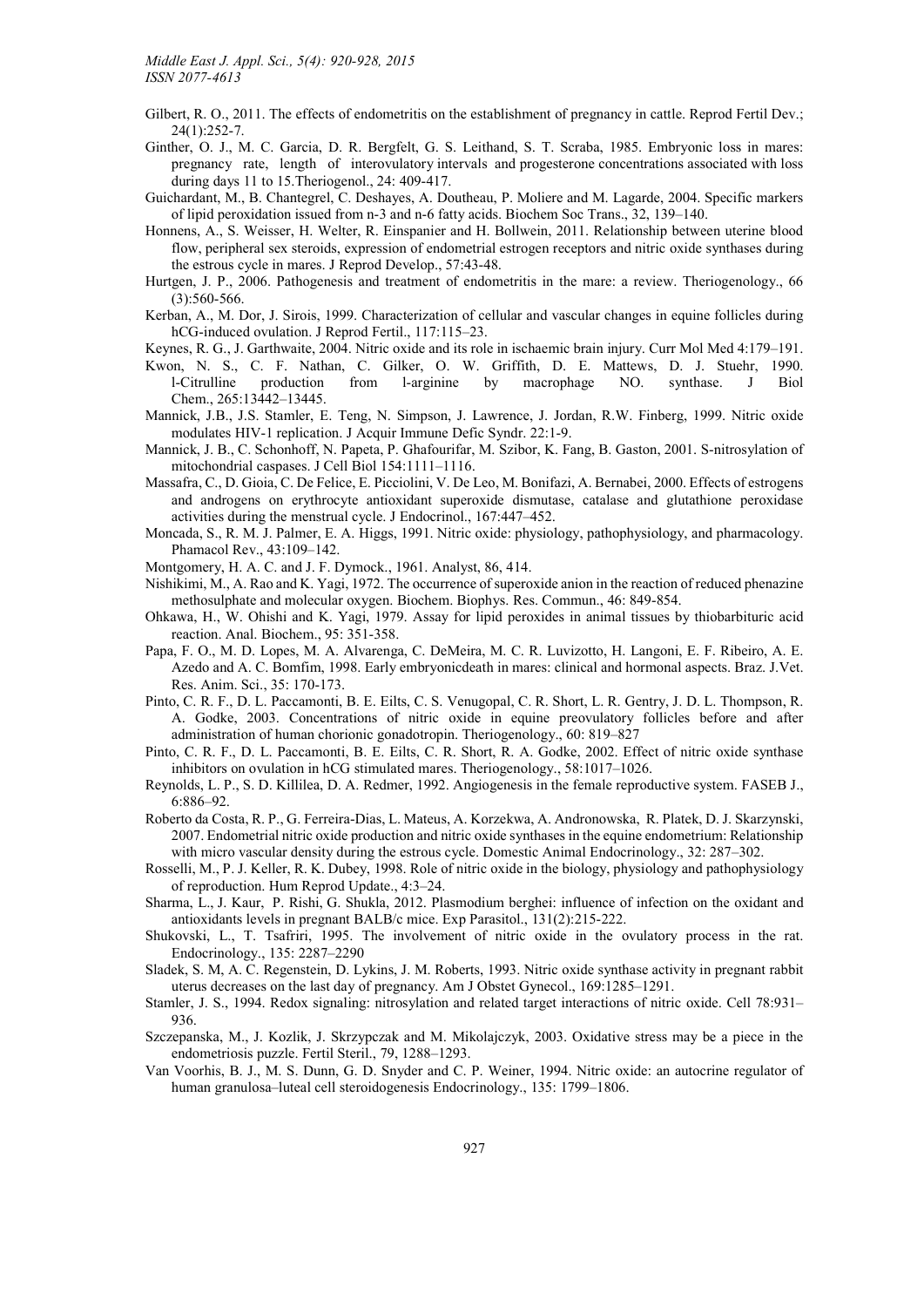Gilbert, R. O., 2011. The effects of endometritis on the establishment of pregnancy in cattle. Reprod Fertil Dev.; 24(1):252-7.

Ginther, O. J., M. C. Garcia, D. R. Bergfelt, G. S. Leithand, S. T. Scraba, 1985. Embryonic loss in mares: pregnancy rate, length of interovulatory intervals and progesterone concentrations associated with loss during days 11 to 15.Theriogenol., 24: 409-417.

Guichardant, M., B. Chantegrel, C. Deshayes, A. Doutheau, P. Moliere and M. Lagarde, 2004. Specific markers of lipid peroxidation issued from n-3 and n-6 fatty acids. Biochem Soc Trans., 32, 139–140.

Honnens, A., S. Weisser, H. Welter, R. Einspanier and H. Bollwein, 2011. Relationship between uterine blood flow, peripheral sex steroids, expression of endometrial estrogen receptors and nitric oxide synthases during the estrous cycle in mares. J Reprod Develop., 57:43-48.

Hurtgen, J. P., 2006. Pathogenesis and treatment of endometritis in the mare: a review. Theriogenology., 66 (3):560-566.

Kerban, A., M. Dor, J. Sirois, 1999. Characterization of cellular and vascular changes in equine follicles during hCG-induced ovulation. J Reprod Fertil., 117:115–23.

Keynes, R. G., J. Garthwaite, 2004. Nitric oxide and its role in ischaemic brain injury. Curr Mol Med 4:179–191.

Kwon, N. S., C. F. Nathan, C. Gilker, O. W. Griffith, D. E. Mattews, D. J. Stuehr, 1990. l-Citrulline production from l-arginine by macrophage NO. synthase. J Biol Chem., 265:13442–13445.

Mannick, J.B., J.S. Stamler, E. Teng, N. Simpson, J. Lawrence, J. Jordan, R.W. Finberg, 1999. Nitric oxide modulates HIV-1 replication. J Acquir Immune Defic Syndr. 22:1-9.

Mannick, J. B., C. Schonhoff, N. Papeta, P. Ghafourifar, M. Szibor, K. Fang, B. Gaston, 2001. S-nitrosylation of mitochondrial caspases. J Cell Biol 154:1111–1116.

Massafra, C., D. Gioia, C. De Felice, E. Picciolini, V. De Leo, M. Bonifazi, A. Bernabei, 2000. Effects of estrogens and androgens on erythrocyte antioxidant superoxide dismutase, catalase and glutathione peroxidase activities during the menstrual cycle. J Endocrinol., 167:447–452.

Moncada, S., R. M. J. Palmer, E. A. Higgs, 1991. Nitric oxide: physiology, pathophysiology, and pharmacology. Phamacol Rev., 43:109–142.

Montgomery, H. A. C. and J. F. Dymock., 1961. Analyst, 86, 414.

Nishikimi, M., A. Rao and K. Yagi, 1972. The occurrence of superoxide anion in the reaction of reduced phenazine methosulphate and molecular oxygen. Biochem. Biophys. Res. Commun., 46: 849-854.

Ohkawa, H., W. Ohishi and K. Yagi, 1979. Assay for lipid peroxides in animal tissues by thiobarbituric acid reaction. Anal. Biochem., 95: 351-358.

Papa, F. O., M. D. Lopes, M. A. Alvarenga, C. DeMeira, M. C. R. Luvizotto, H. Langoni, E. F. Ribeiro, A. E. Azedo and A. C. Bomfim, 1998. Early embryonicdeath in mares: clinical and hormonal aspects. Braz. J.Vet. Res. Anim. Sci., 35: 170-173.

Pinto, C. R. F., D. L. Paccamonti, B. E. Eilts, C. S. Venugopal, C. R. Short, L. R. Gentry, J. D. L. Thompson, R. A. Godke, 2003. Concentrations of nitric oxide in equine preovulatory follicles before and after administration of human chorionic gonadotropin. Theriogenology., 60: 819–827

Pinto, C. R. F., D. L. Paccamonti, B. E. Eilts, C. R. Short, R. A. Godke, 2002. Effect of nitric oxide synthase inhibitors on ovulation in hCG stimulated mares. Theriogenology., 58:1017–1026.

Reynolds, L. P., S. D. Killilea, D. A. Redmer, 1992. Angiogenesis in the female reproductive system. FASEB J., 6:886–92.

Roberto da Costa, R. P., G. Ferreira-Dias, L. Mateus, A. Korzekwa, A. Andronowska, R. Platek, D. J. Skarzynski, 2007. Endometrial nitric oxide production and nitric oxide synthases in the equine endometrium: Relationship with micro vascular density during the estrous cycle. Domestic Animal Endocrinology., 32: 287–302.

Rosselli, M., P. J. Keller, R. K. Dubey, 1998. Role of nitric oxide in the biology, physiology and pathophysiology of reproduction. Hum Reprod Update., 4:3–24.

Sharma, L., J. Kaur, P. Rishi, G. Shukla, 2012. Plasmodium berghei: influence of infection on the oxidant and antioxidants levels in pregnant BALB/c mice. Exp Parasitol., 131(2):215-222.

Shukovski, L., T. Tsafriri, 1995. The involvement of nitric oxide in the ovulatory process in the rat. Endocrinology., 135: 2287–2290

Sladek, S. M, A. C. Regenstein, D. Lykins, J. M. Roberts, 1993. Nitric oxide synthase activity in pregnant rabbit uterus decreases on the last day of pregnancy. Am J Obstet Gynecol., 169:1285–1291.

Stamler, J. S., 1994. Redox signaling: nitrosylation and related target interactions of nitric oxide. Cell 78:931–936.

Szczepanska, M., J. Kozlik, J. Skrzypczak and M. Mikolajczyk, 2003. Oxidative stress may be a piece in the endometriosis puzzle. Fertil Steril., 79, 1288–1293.

Van Voorhis, B. J., M. S. Dunn, G. D. Snyder and C. P. Weiner, 1994. Nitric oxide: an autocrine regulator of human granulosa–luteal cell steroidogenesis Endocrinology., 135: 1799–1806.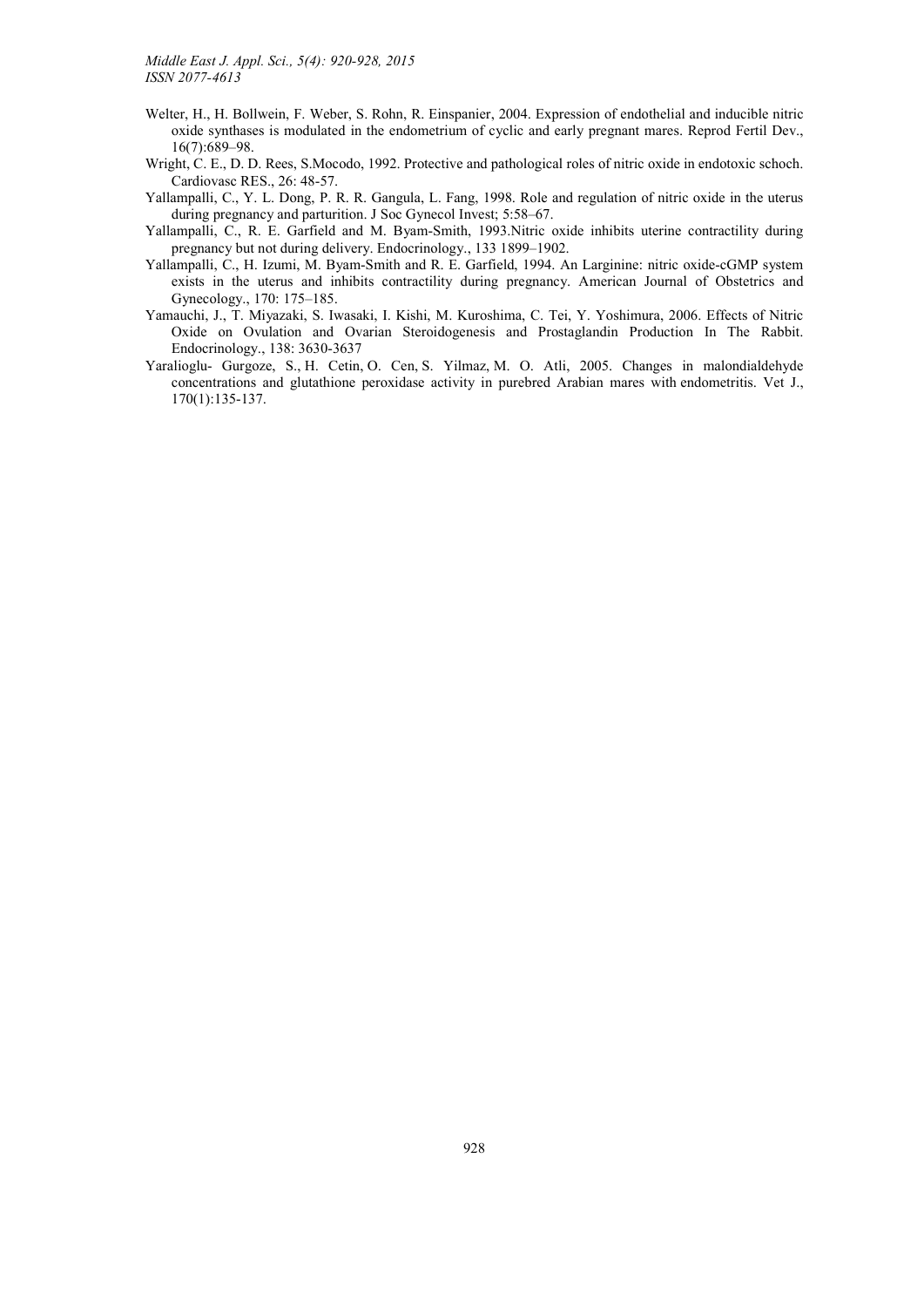Welter, H., H. Bollwein, F. Weber, S. Rohn, R. Einspanier, 2004. Expression of endothelial and inducible nitric oxide synthases is modulated in the endometrium of cyclic and early pregnant mares. Reprod Fertil Dev., 16(7):689–98.

Wright, C. E., D. D. Rees, S.Mocodo, 1992. Protective and pathological roles of nitric oxide in endotoxic schoch. Cardiovasc RES., 26: 48-57.

Yallampalli, C., Y. L. Dong, P. R. R. Gangula, L. Fang, 1998. Role and regulation of nitric oxide in the uterus during pregnancy and parturition. J Soc Gynecol Invest; 5:58–67.

Yallampalli, C., R. E. Garfield and M. Byam-Smith, 1993.Nitric oxide inhibits uterine contractility during pregnancy but not during delivery. Endocrinology., 133 1899–1902.

Yallampalli, C., H. Izumi, M. Byam-Smith and R. E. Garfield, 1994. An Larginine: nitric oxide-cGMP system exists in the uterus and inhibits contractility during pregnancy. American Journal of Obstetrics and Gynecology., 170: 175–185.

Yamauchi, J., T. Miyazaki, S. Iwasaki, I. Kishi, M. Kuroshima, C. Tei, Y. Yoshimura, 2006. Effects of Nitric Oxide on Ovulation and Ovarian Steroidogenesis and Prostaglandin Production In The Rabbit. Endocrinology., 138: 3630-3637

Yaralioglu- Gurgoze, S., H. Cetin, O. Cen, S. Yilmaz, M. O. Atli, 2005. Changes in malondialdehyde concentrations and glutathione peroxidase activity in purebred Arabian mares with endometritis. Vet J., 170(1):135-137.